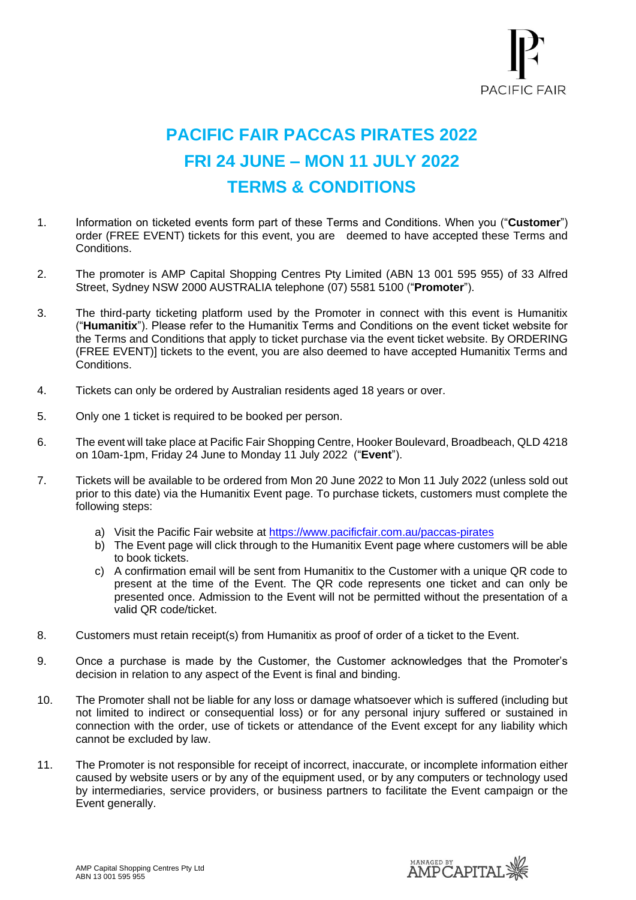# PACIFIC FAIR PACCAS PIRATES 2022
# FRI 24 JUNE – MON 11 JULY 2022
# TERMS & CONDITIONS

1. Information on ticketed events form part of these Terms and Conditions. When you ("**Customer**") order (FREE EVENT) tickets for this event, you are deemed to have accepted these Terms and Conditions.

2. The promoter is AMP Capital Shopping Centres Pty Limited (ABN 13 001 595 955) of 33 Alfred Street, Sydney NSW 2000 AUSTRALIA telephone (07) 5581 5100 ("**Promoter**").

3. The third-party ticketing platform used by the Promoter in connect with this event is Humanitix ("**Humanitix**"). Please refer to the Humanitix Terms and Conditions on the event ticket website for the Terms and Conditions that apply to ticket purchase via the event ticket website. By ORDERING (FREE EVENT)] tickets to the event, you are also deemed to have accepted Humanitix Terms and Conditions.

4. Tickets can only be ordered by Australian residents aged 18 years or over.

5. Only one 1 ticket is required to be booked per person.

6. The event will take place at Pacific Fair Shopping Centre, Hooker Boulevard, Broadbeach, QLD 4218 on 10am-1pm, Friday 24 June to Monday 11 July 2022 ("**Event**").

7. Tickets will be available to be ordered from Mon 20 June 2022 to Mon 11 July 2022 (unless sold out prior to this date) via the Humanitix Event page. To purchase tickets, customers must complete the following steps:

   a) Visit the Pacific Fair website at [https://www.pacificfair.com.au/paccas-pirates](https://www.pacificfair.com.au/paccas-pirates)
   b) The Event page will click through to the Humanitix Event page where customers will be able to book tickets.
   c) A confirmation email will be sent from Humanitix to the Customer with a unique QR code to present at the time of the Event. The QR code represents one ticket and can only be presented once. Admission to the Event will not be permitted without the presentation of a valid QR code/ticket.

8. Customers must retain receipt(s) from Humanitix as proof of order of a ticket to the Event.

9. Once a purchase is made by the Customer, the Customer acknowledges that the Promoter's decision in relation to any aspect of the Event is final and binding.

10. The Promoter shall not be liable for any loss or damage whatsoever which is suffered (including but not limited to indirect or consequential loss) or for any personal injury suffered or sustained in connection with the order, use of tickets or attendance of the Event except for any liability which cannot be excluded by law.

11. The Promoter is not responsible for receipt of incorrect, inaccurate, or incomplete information either caused by website users or by any of the equipment used, or by any computers or technology used by intermediaries, service providers, or business partners to facilitate the Event campaign or the Event generally.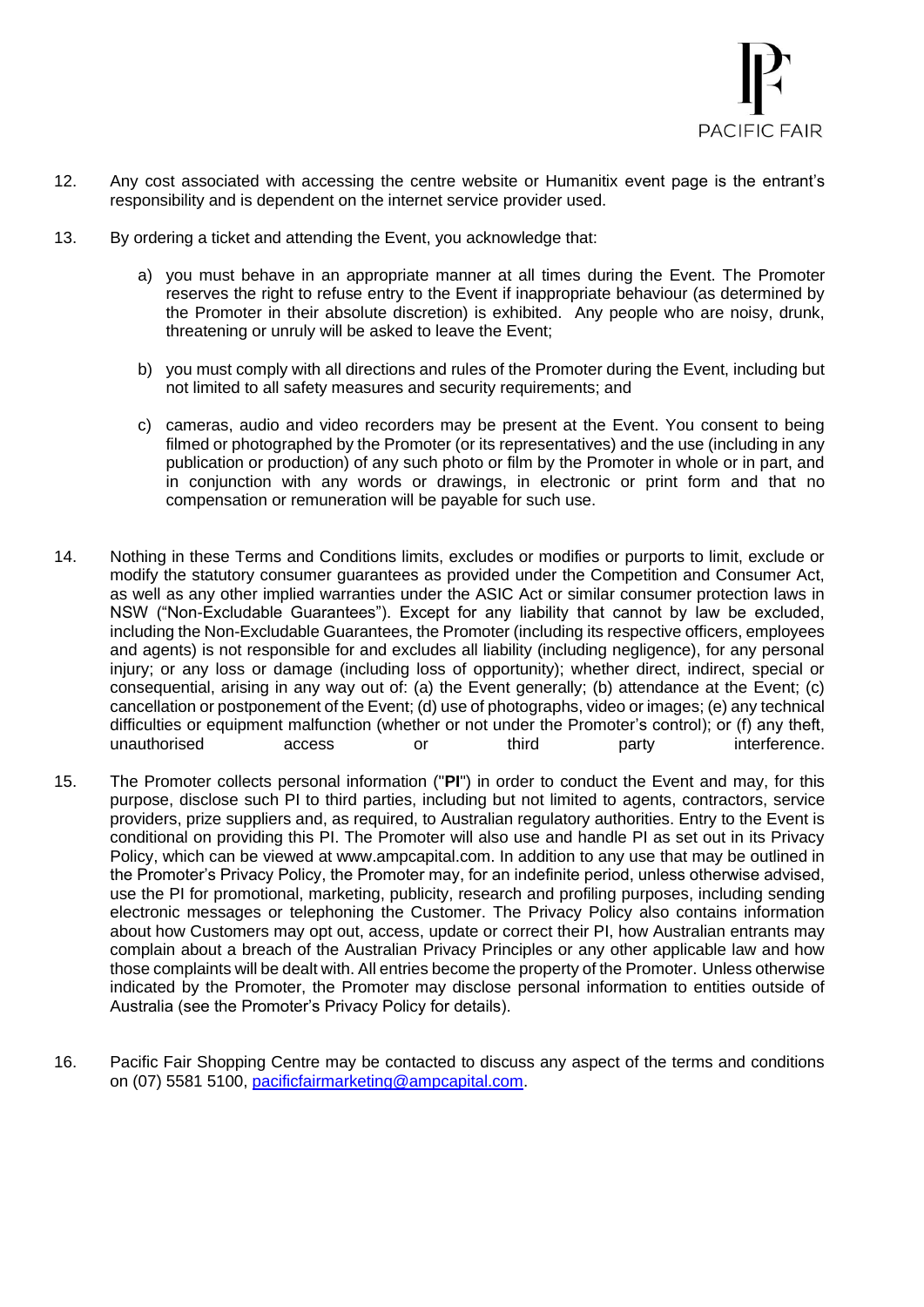12. Any cost associated with accessing the centre website or Humanitix event page is the entrant's responsibility and is dependent on the internet service provider used.

13. By ordering a ticket and attending the Event, you acknowledge that:

    a) you must behave in an appropriate manner at all times during the Event. The Promoter reserves the right to refuse entry to the Event if inappropriate behaviour (as determined by the Promoter in their absolute discretion) is exhibited. Any people who are noisy, drunk, threatening or unruly will be asked to leave the Event;

    b) you must comply with all directions and rules of the Promoter during the Event, including but not limited to all safety measures and security requirements; and

    c) cameras, audio and video recorders may be present at the Event. You consent to being filmed or photographed by the Promoter (or its representatives) and the use (including in any publication or production) of any such photo or film by the Promoter in whole or in part, and in conjunction with any words or drawings, in electronic or print form and that no compensation or remuneration will be payable for such use.

14. Nothing in these Terms and Conditions limits, excludes or modifies or purports to limit, exclude or modify the statutory consumer guarantees as provided under the Competition and Consumer Act, as well as any other implied warranties under the ASIC Act or similar consumer protection laws in NSW ("Non-Excludable Guarantees"). Except for any liability that cannot by law be excluded, including the Non-Excludable Guarantees, the Promoter (including its respective officers, employees and agents) is not responsible for and excludes all liability (including negligence), for any personal injury; or any loss or damage (including loss of opportunity); whether direct, indirect, special or consequential, arising in any way out of: (a) the Event generally; (b) attendance at the Event; (c) cancellation or postponement of the Event; (d) use of photographs, video or images; (e) any technical difficulties or equipment malfunction (whether or not under the Promoter's control); or (f) any theft, unauthorised access or third party interference.

15. The Promoter collects personal information ("**PI**") in order to conduct the Event and may, for this purpose, disclose such PI to third parties, including but not limited to agents, contractors, service providers, prize suppliers and, as required, to Australian regulatory authorities. Entry to the Event is conditional on providing this PI. The Promoter will also use and handle PI as set out in its Privacy Policy, which can be viewed at www.ampcapital.com. In addition to any use that may be outlined in the Promoter's Privacy Policy, the Promoter may, for an indefinite period, unless otherwise advised, use the PI for promotional, marketing, publicity, research and profiling purposes, including sending electronic messages or telephoning the Customer. The Privacy Policy also contains information about how Customers may opt out, access, update or correct their PI, how Australian entrants may complain about a breach of the Australian Privacy Principles or any other applicable law and how those complaints will be dealt with. All entries become the property of the Promoter. Unless otherwise indicated by the Promoter, the Promoter may disclose personal information to entities outside of Australia (see the Promoter's Privacy Policy for details).

16. Pacific Fair Shopping Centre may be contacted to discuss any aspect of the terms and conditions on (07) 5581 5100, pacificfairmarketing@ampcapital.com.